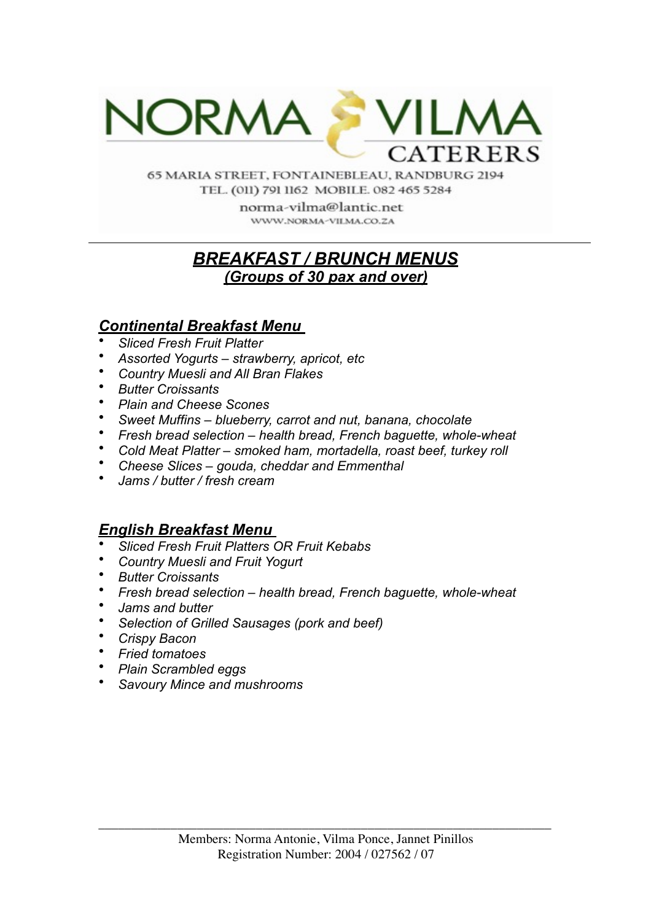NORMA VILMA CATERERS

65 MARIA STREET, FONTAINEBLEAU, RANDBURG 2194
TEL. (011) 791 1162 MOBILE. 082 465 5284
norma-vilma@lantic.net
WWW.NORMA-VILMA.CO.ZA

---

# *BREAKFAST / BRUNCH MENUS*

## *(Groups of 30 pax and over)*

### *Continental Breakfast Menu*

- *Sliced Fresh Fruit Platter*
- *Assorted Yogurts – strawberry, apricot, etc*
- *Country Muesli and All Bran Flakes*
- *Butter Croissants*
- *Plain and Cheese Scones*
- *Sweet Muffins – blueberry, carrot and nut, banana, chocolate*
- *Fresh bread selection – health bread, French baguette, whole-wheat*
- *Cold Meat Platter – smoked ham, mortadella, roast beef, turkey roll*
- *Cheese Slices – gouda, cheddar and Emmenthal*
- *Jams / butter / fresh cream*

### *English Breakfast Menu*

- *Sliced Fresh Fruit Platters OR Fruit Kebabs*
- *Country Muesli and Fruit Yogurt*
- *Butter Croissants*
- *Fresh bread selection – health bread, French baguette, whole-wheat*
- *Jams and butter*
- *Selection of Grilled Sausages (pork and beef)*
- *Crispy Bacon*
- *Fried tomatoes*
- *Plain Scrambled eggs*
- *Savoury Mince and mushrooms*

---

Members: Norma Antonie, Vilma Ponce, Jannet Pinillos
Registration Number: 2004 / 027562 / 07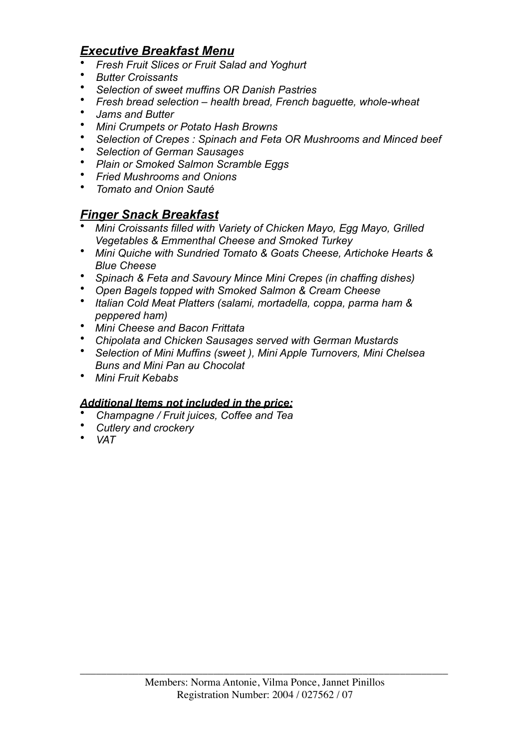## *Executive Breakfast Menu*

- *Fresh Fruit Slices or Fruit Salad and Yoghurt*
- *Butter Croissants*
- *Selection of sweet muffins OR Danish Pastries*
- *Fresh bread selection – health bread, French baguette, whole-wheat*
- *Jams and Butter*
- *Mini Crumpets or Potato Hash Browns*
- *Selection of Crepes : Spinach and Feta OR Mushrooms and Minced beef*
- *Selection of German Sausages*
- *Plain or Smoked Salmon Scramble Eggs*
- *Fried Mushrooms and Onions*
- *Tomato and Onion Sauté*

## *Finger Snack Breakfast*

- *Mini Croissants filled with Variety of Chicken Mayo, Egg Mayo, Grilled Vegetables & Emmenthal Cheese and Smoked Turkey*
- *Mini Quiche with Sundried Tomato & Goats Cheese, Artichoke Hearts & Blue Cheese*
- *Spinach & Feta and Savoury Mince Mini Crepes (in chaffing dishes)*
- *Open Bagels topped with Smoked Salmon & Cream Cheese*
- *Italian Cold Meat Platters (salami, mortadella, coppa, parma ham & peppered ham)*
- *Mini Cheese and Bacon Frittata*
- *Chipolata and Chicken Sausages served with German Mustards*
- *Selection of Mini Muffins (sweet ), Mini Apple Turnovers, Mini Chelsea Buns and Mini Pan au Chocolat*
- *Mini Fruit Kebabs*

### *Additional Items not included in the price:*

- *Champagne / Fruit juices, Coffee and Tea*
- *Cutlery and crockery*
- *VAT*